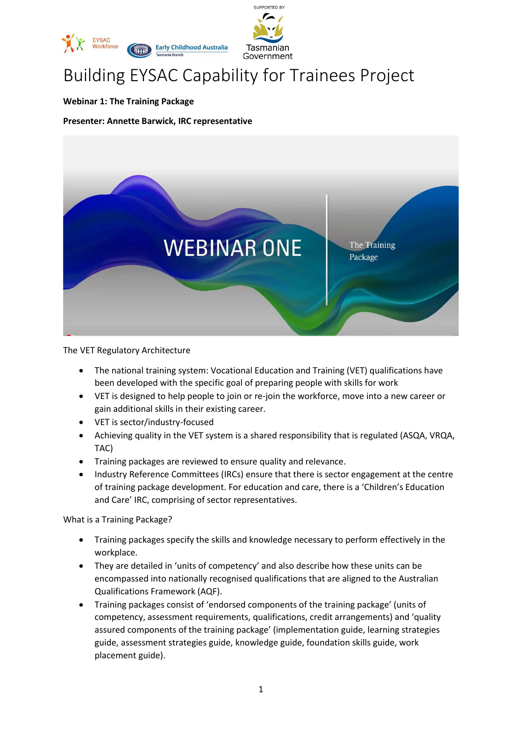# Building EYSAC Capability for Trainees Project

**Webinar 1: The Training Package**

**Presenter: Annette Barwick, IRC representative**

The VET Regulatory Architecture

- The national training system: Vocational Education and Training (VET) qualifications have been developed with the specific goal of preparing people with skills for work
- VET is designed to help people to join or re-join the workforce, move into a new career or gain additional skills in their existing career.
- VET is sector/industry-focused
- Achieving quality in the VET system is a shared responsibility that is regulated (ASQA, VRQA, TAC)
- Training packages are reviewed to ensure quality and relevance.
- Industry Reference Committees (IRCs) ensure that there is sector engagement at the centre of training package development. For education and care, there is a 'Children's Education and Care' IRC, comprising of sector representatives.

What is a Training Package?

- Training packages specify the skills and knowledge necessary to perform effectively in the workplace.
- They are detailed in 'units of competency' and also describe how these units can be encompassed into nationally recognised qualifications that are aligned to the Australian Qualifications Framework (AQF).
- Training packages consist of 'endorsed components of the training package' (units of competency, assessment requirements, qualifications, credit arrangements) and 'quality assured components of the training package' (implementation guide, learning strategies guide, assessment strategies guide, knowledge guide, foundation skills guide, work placement guide).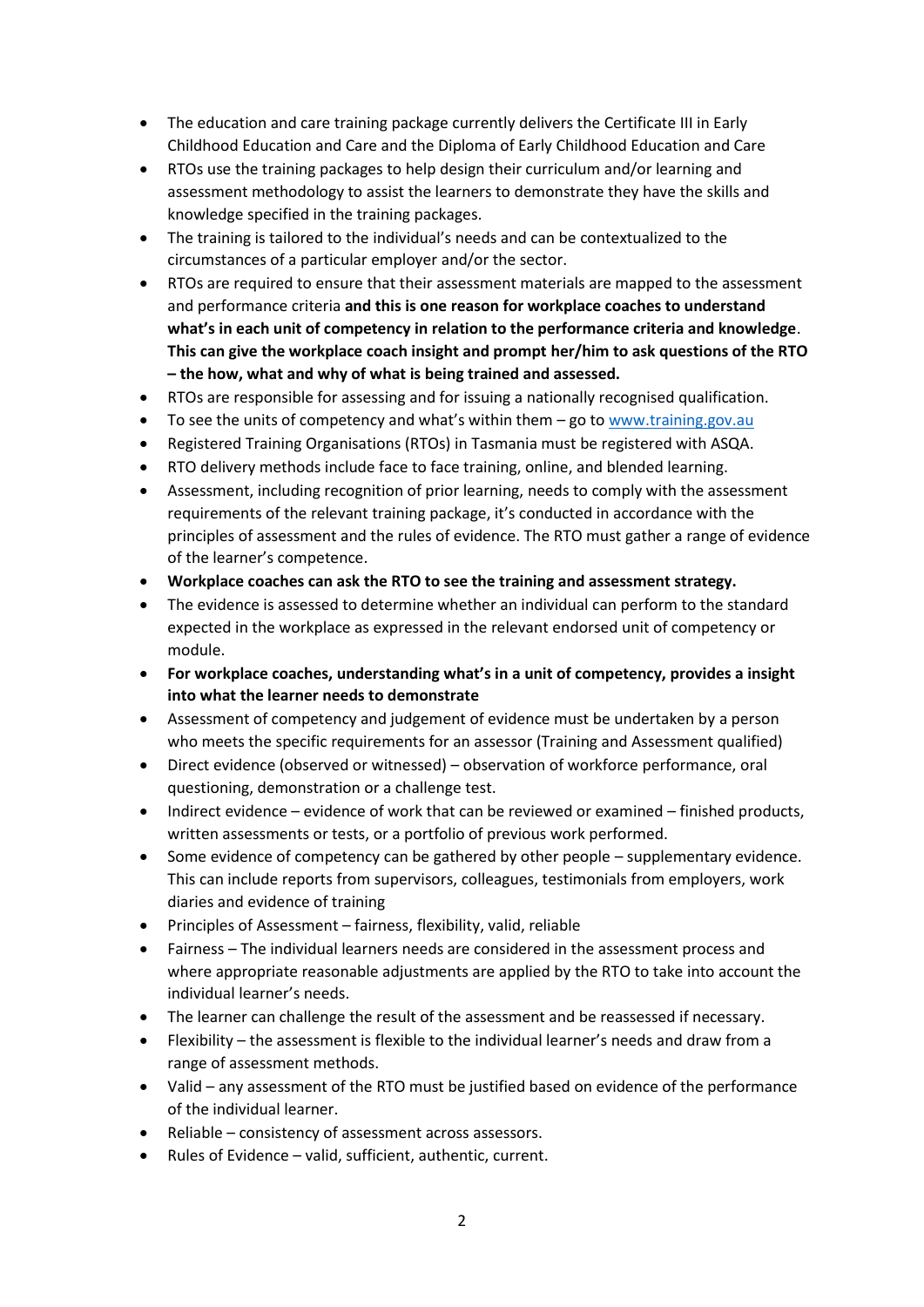- The education and care training package currently delivers the Certificate III in Early Childhood Education and Care and the Diploma of Early Childhood Education and Care
- RTOs use the training packages to help design their curriculum and/or learning and assessment methodology to assist the learners to demonstrate they have the skills and knowledge specified in the training packages.
- The training is tailored to the individual's needs and can be contextualized to the circumstances of a particular employer and/or the sector.
- RTOs are required to ensure that their assessment materials are mapped to the assessment and performance criteria **and this is one reason for workplace coaches to understand what's in each unit of competency in relation to the performance criteria and knowledge**. **This can give the workplace coach insight and prompt her/him to ask questions of the RTO – the how, what and why of what is being trained and assessed.**
- RTOs are responsible for assessing and for issuing a nationally recognised qualification.
- To see the units of competency and what's within them – go to [www.training.gov.au](www.training.gov.au)
- Registered Training Organisations (RTOs) in Tasmania must be registered with ASQA.
- RTO delivery methods include face to face training, online, and blended learning.
- Assessment, including recognition of prior learning, needs to comply with the assessment requirements of the relevant training package, it's conducted in accordance with the principles of assessment and the rules of evidence. The RTO must gather a range of evidence of the learner's competence.
- **Workplace coaches can ask the RTO to see the training and assessment strategy.**
- The evidence is assessed to determine whether an individual can perform to the standard expected in the workplace as expressed in the relevant endorsed unit of competency or module.
- **For workplace coaches, understanding what's in a unit of competency, provides a insight into what the learner needs to demonstrate**
- Assessment of competency and judgement of evidence must be undertaken by a person who meets the specific requirements for an assessor (Training and Assessment qualified)
- Direct evidence (observed or witnessed) – observation of workforce performance, oral questioning, demonstration or a challenge test.
- Indirect evidence – evidence of work that can be reviewed or examined – finished products, written assessments or tests, or a portfolio of previous work performed.
- Some evidence of competency can be gathered by other people – supplementary evidence. This can include reports from supervisors, colleagues, testimonials from employers, work diaries and evidence of training
- Principles of Assessment – fairness, flexibility, valid, reliable
- Fairness – The individual learners needs are considered in the assessment process and where appropriate reasonable adjustments are applied by the RTO to take into account the individual learner's needs.
- The learner can challenge the result of the assessment and be reassessed if necessary.
- Flexibility – the assessment is flexible to the individual learner's needs and draw from a range of assessment methods.
- Valid – any assessment of the RTO must be justified based on evidence of the performance of the individual learner.
- Reliable – consistency of assessment across assessors.
- Rules of Evidence – valid, sufficient, authentic, current.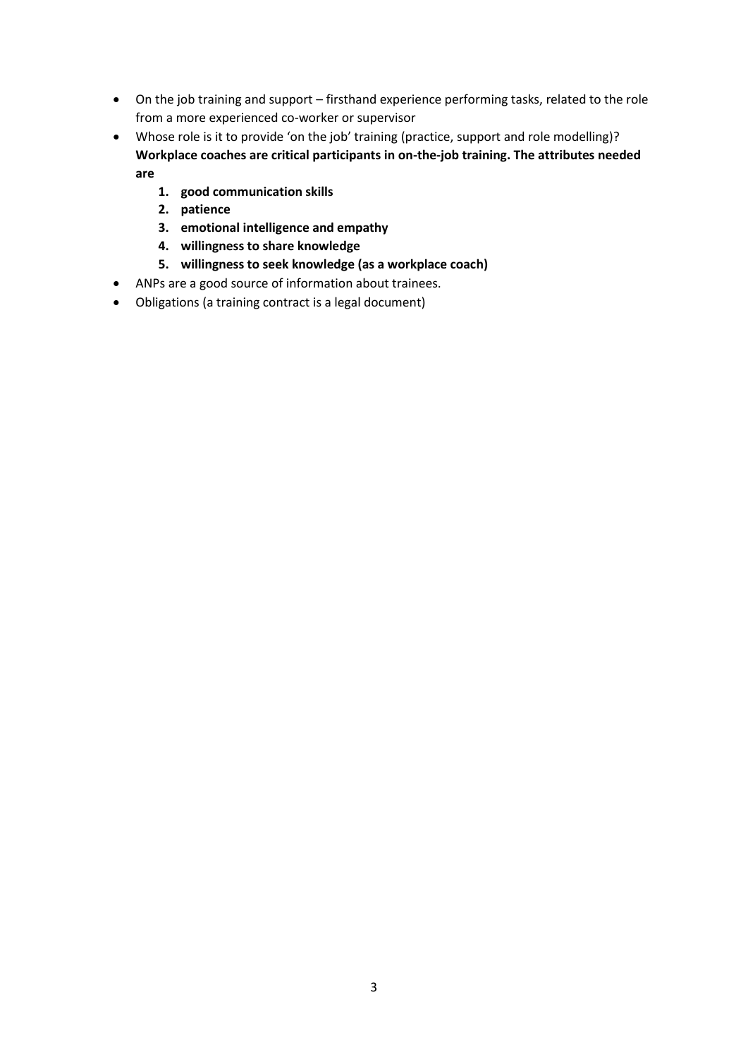- On the job training and support – firsthand experience performing tasks, related to the role from a more experienced co-worker or supervisor
- Whose role is it to provide 'on the job' training (practice, support and role modelling)? **Workplace coaches are critical participants in on-the-job training. The attributes needed are**
    1. **good communication skills**
    2. **patience**
    3. **emotional intelligence and empathy**
    4. **willingness to share knowledge**
    5. **willingness to seek knowledge (as a workplace coach)**
- ANPs are a good source of information about trainees.
- Obligations (a training contract is a legal document)